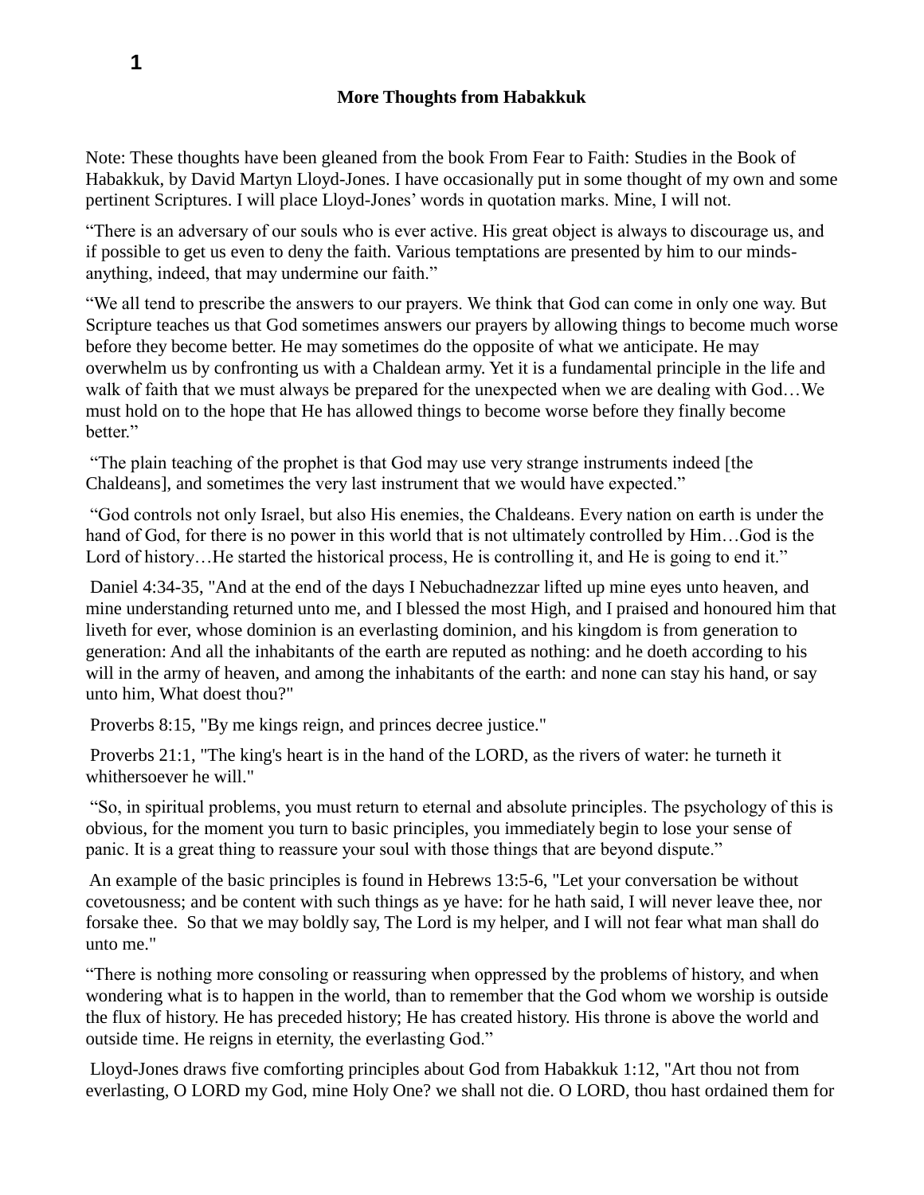**More Thoughts from Habakkuk**

Note: These thoughts have been gleaned from the book From Fear to Faith: Studies in the Book of Habakkuk, by David Martyn Lloyd-Jones. I have occasionally put in some thought of my own and some pertinent Scriptures. I will place Lloyd-Jones' words in quotation marks. Mine, I will not.

"There is an adversary of our souls who is ever active. His great object is always to discourage us, and if possible to get us even to deny the faith. Various temptations are presented by him to our minds- anything, indeed, that may undermine our faith."

"We all tend to prescribe the answers to our prayers. We think that God can come in only one way. But Scripture teaches us that God sometimes answers our prayers by allowing things to become much worse before they become better. He may sometimes do the opposite of what we anticipate. He may overwhelm us by confronting us with a Chaldean army. Yet it is a fundamental principle in the life and walk of faith that we must always be prepared for the unexpected when we are dealing with God…We must hold on to the hope that He has allowed things to become worse before they finally become better."

"The plain teaching of the prophet is that God may use very strange instruments indeed [the Chaldeans], and sometimes the very last instrument that we would have expected."

"God controls not only Israel, but also His enemies, the Chaldeans. Every nation on earth is under the hand of God, for there is no power in this world that is not ultimately controlled by Him…God is the Lord of history…He started the historical process, He is controlling it, and He is going to end it."

Daniel 4:34-35, "And at the end of the days I Nebuchadnezzar lifted up mine eyes unto heaven, and mine understanding returned unto me, and I blessed the most High, and I praised and honoured him that liveth for ever, whose dominion is an everlasting dominion, and his kingdom is from generation to generation: And all the inhabitants of the earth are reputed as nothing: and he doeth according to his will in the army of heaven, and among the inhabitants of the earth: and none can stay his hand, or say unto him, What doest thou?"

Proverbs 8:15, "By me kings reign, and princes decree justice."

Proverbs 21:1, "The king's heart is in the hand of the LORD, as the rivers of water: he turneth it whithersoever he will."

"So, in spiritual problems, you must return to eternal and absolute principles. The psychology of this is obvious, for the moment you turn to basic principles, you immediately begin to lose your sense of panic. It is a great thing to reassure your soul with those things that are beyond dispute."

An example of the basic principles is found in Hebrews 13:5-6, "Let your conversation be without covetousness; and be content with such things as ye have: for he hath said, I will never leave thee, nor forsake thee. So that we may boldly say, The Lord is my helper, and I will not fear what man shall do unto me."

"There is nothing more consoling or reassuring when oppressed by the problems of history, and when wondering what is to happen in the world, than to remember that the God whom we worship is outside the flux of history. He has preceded history; He has created history. His throne is above the world and outside time. He reigns in eternity, the everlasting God."

Lloyd-Jones draws five comforting principles about God from Habakkuk 1:12, "Art thou not from everlasting, O LORD my God, mine Holy One? we shall not die. O LORD, thou hast ordained them for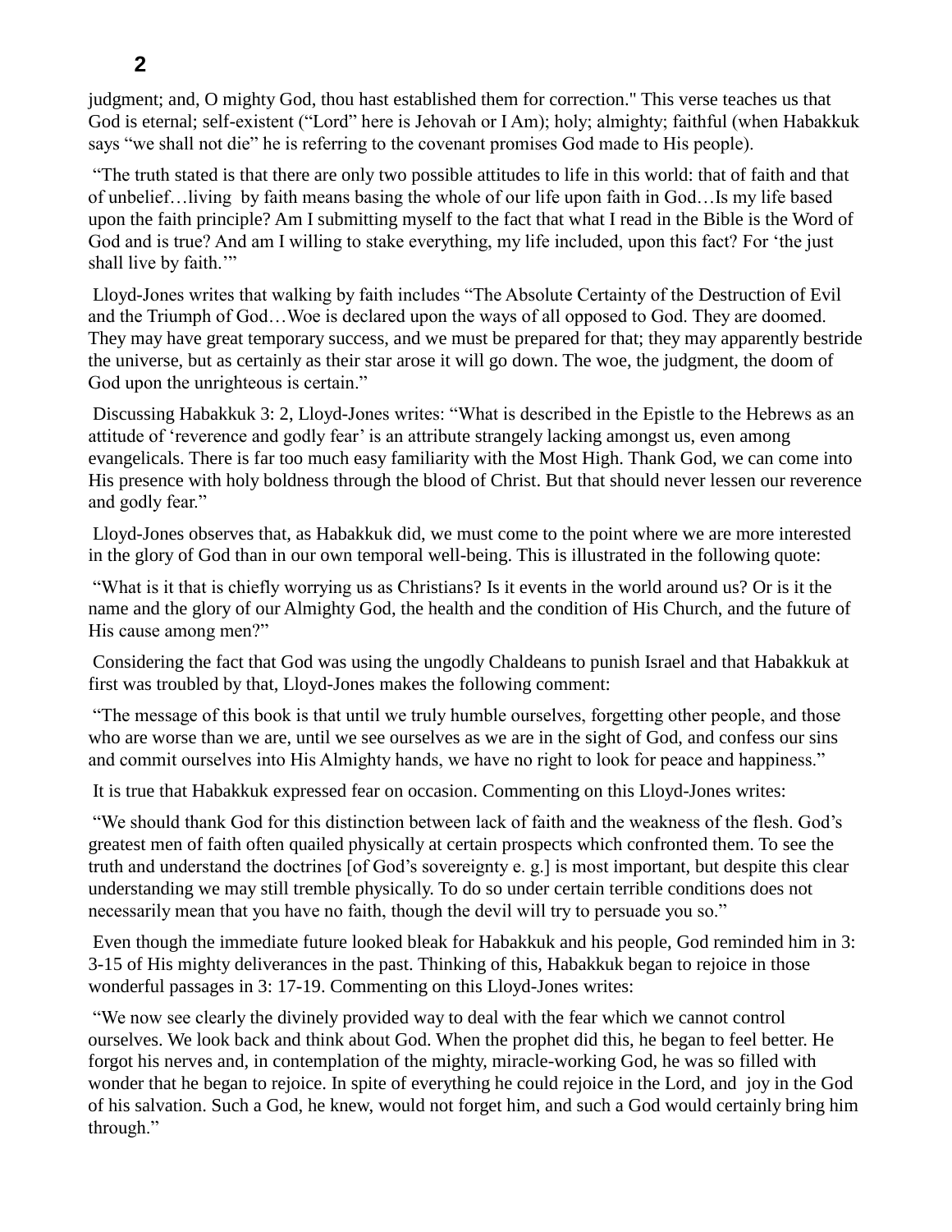judgment; and, O mighty God, thou hast established them for correction." This verse teaches us that God is eternal; self-existent ("Lord" here is Jehovah or I Am); holy; almighty; faithful (when Habakkuk says "we shall not die" he is referring to the covenant promises God made to His people).

"The truth stated is that there are only two possible attitudes to life in this world: that of faith and that of unbelief…living by faith means basing the whole of our life upon faith in God…Is my life based upon the faith principle? Am I submitting myself to the fact that what I read in the Bible is the Word of God and is true? And am I willing to stake everything, my life included, upon this fact? For 'the just shall live by faith.'"

Lloyd-Jones writes that walking by faith includes "The Absolute Certainty of the Destruction of Evil and the Triumph of God…Woe is declared upon the ways of all opposed to God. They are doomed. They may have great temporary success, and we must be prepared for that; they may apparently bestride the universe, but as certainly as their star arose it will go down. The woe, the judgment, the doom of God upon the unrighteous is certain."

Discussing Habakkuk 3: 2, Lloyd-Jones writes: "What is described in the Epistle to the Hebrews as an attitude of 'reverence and godly fear' is an attribute strangely lacking amongst us, even among evangelicals. There is far too much easy familiarity with the Most High. Thank God, we can come into His presence with holy boldness through the blood of Christ. But that should never lessen our reverence and godly fear."

Lloyd-Jones observes that, as Habakkuk did, we must come to the point where we are more interested in the glory of God than in our own temporal well-being. This is illustrated in the following quote:

"What is it that is chiefly worrying us as Christians? Is it events in the world around us? Or is it the name and the glory of our Almighty God, the health and the condition of His Church, and the future of His cause among men?"

Considering the fact that God was using the ungodly Chaldeans to punish Israel and that Habakkuk at first was troubled by that, Lloyd-Jones makes the following comment:

"The message of this book is that until we truly humble ourselves, forgetting other people, and those who are worse than we are, until we see ourselves as we are in the sight of God, and confess our sins and commit ourselves into His Almighty hands, we have no right to look for peace and happiness."

It is true that Habakkuk expressed fear on occasion. Commenting on this Lloyd-Jones writes:

"We should thank God for this distinction between lack of faith and the weakness of the flesh. God's greatest men of faith often quailed physically at certain prospects which confronted them. To see the truth and understand the doctrines [of God's sovereignty e. g.] is most important, but despite this clear understanding we may still tremble physically. To do so under certain terrible conditions does not necessarily mean that you have no faith, though the devil will try to persuade you so."

Even though the immediate future looked bleak for Habakkuk and his people, God reminded him in 3: 3-15 of His mighty deliverances in the past. Thinking of this, Habakkuk began to rejoice in those wonderful passages in 3: 17-19. Commenting on this Lloyd-Jones writes:

"We now see clearly the divinely provided way to deal with the fear which we cannot control ourselves. We look back and think about God. When the prophet did this, he began to feel better. He forgot his nerves and, in contemplation of the mighty, miracle-working God, he was so filled with wonder that he began to rejoice. In spite of everything he could rejoice in the Lord, and joy in the God of his salvation. Such a God, he knew, would not forget him, and such a God would certainly bring him through."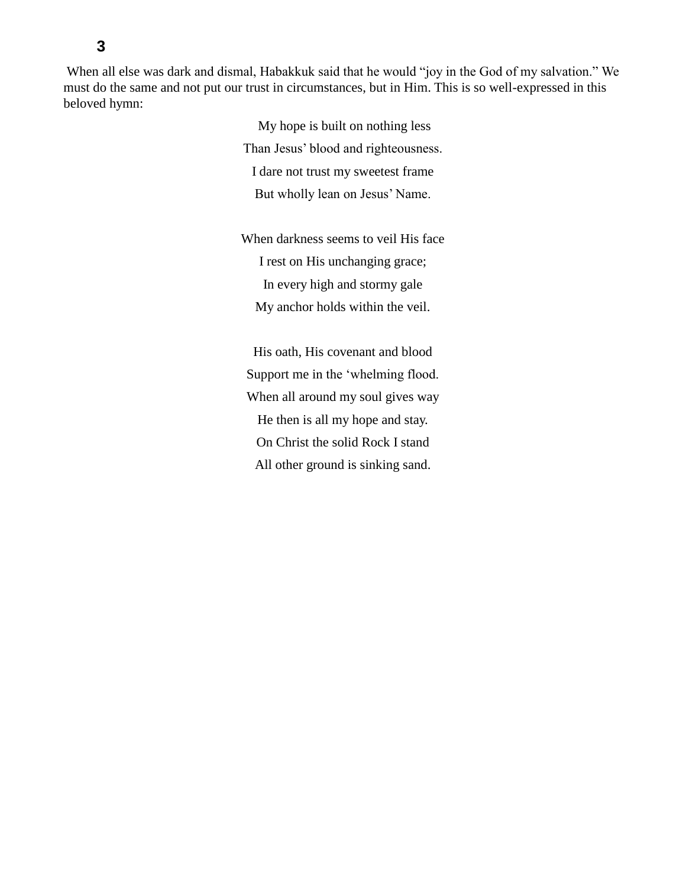When all else was dark and dismal, Habakkuk said that he would "joy in the God of my salvation." We must do the same and not put our trust in circumstances, but in Him. This is so well-expressed in this beloved hymn:

My hope is built on nothing less  
Than Jesus' blood and righteousness.  
I dare not trust my sweetest frame  
But wholly lean on Jesus' Name.

When darkness seems to veil His face  
I rest on His unchanging grace;  
In every high and stormy gale  
My anchor holds within the veil.

His oath, His covenant and blood  
Support me in the 'whelming flood.  
When all around my soul gives way  
He then is all my hope and stay.  
On Christ the solid Rock I stand  
All other ground is sinking sand.